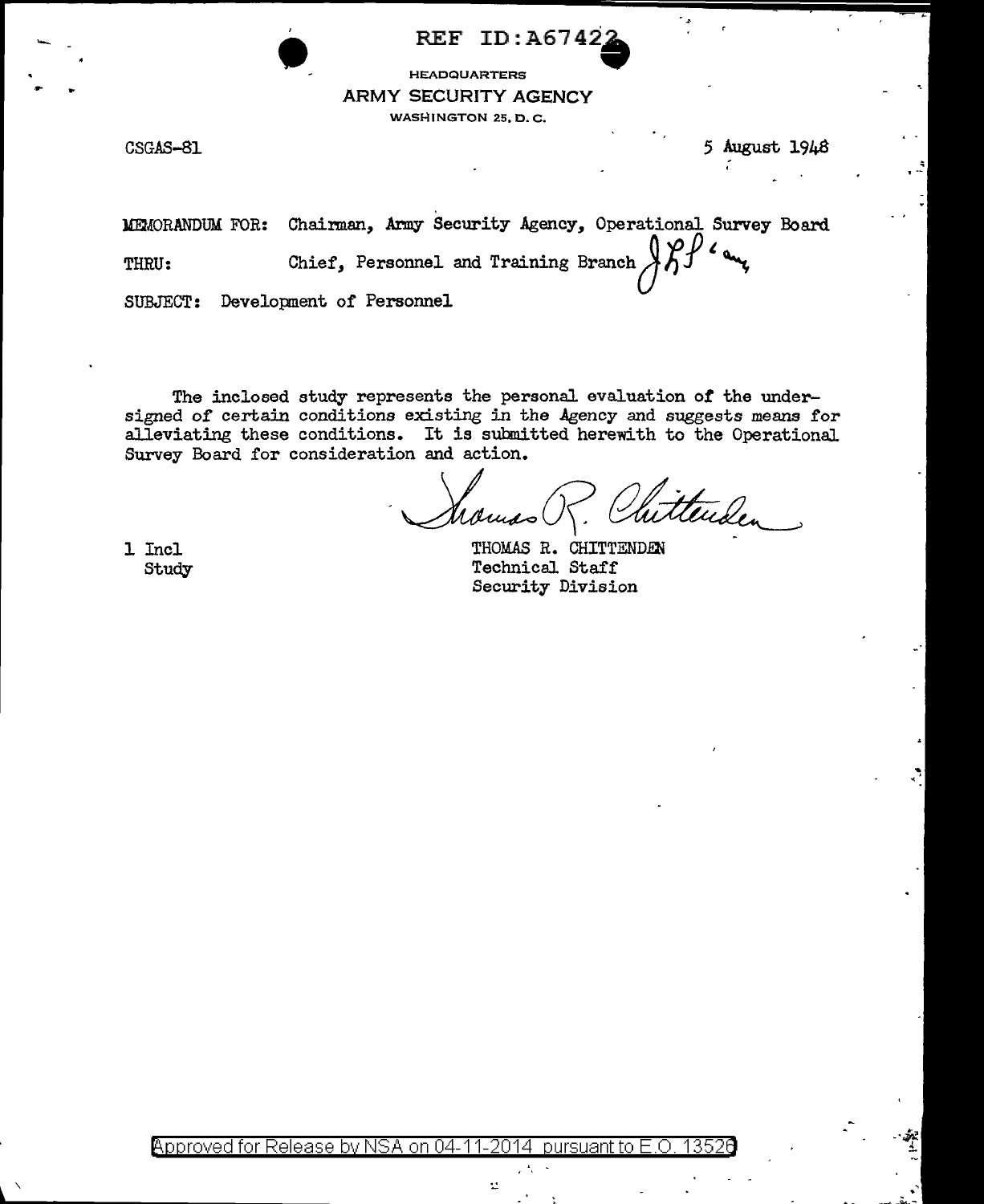REF ID:A67422

HEADQUARTERS
ARMY SECURITY AGENCY
WASHINGTON 25, D. C.

CSGAS-81 5 August 1948

MEMORANDUM FOR: Chairman, Army Security Agency, Operational Survey Board

THRU: Chief, Personnel and Training Branch

SUBJECT: Development of Personnel

The inclosed study represents the personal evaluation of the undersigned of certain conditions existing in the Agency and suggests means for alleviating these conditions. It is submitted herewith to the Operational Survey Board for consideration and action.

Thomas R. Chittenden

THOMAS R. CHITTENDEN
Technical Staff
Security Division

1 Incl
Study

Approved for Release by NSA on 04-11-2014 pursuant to E.O. 13526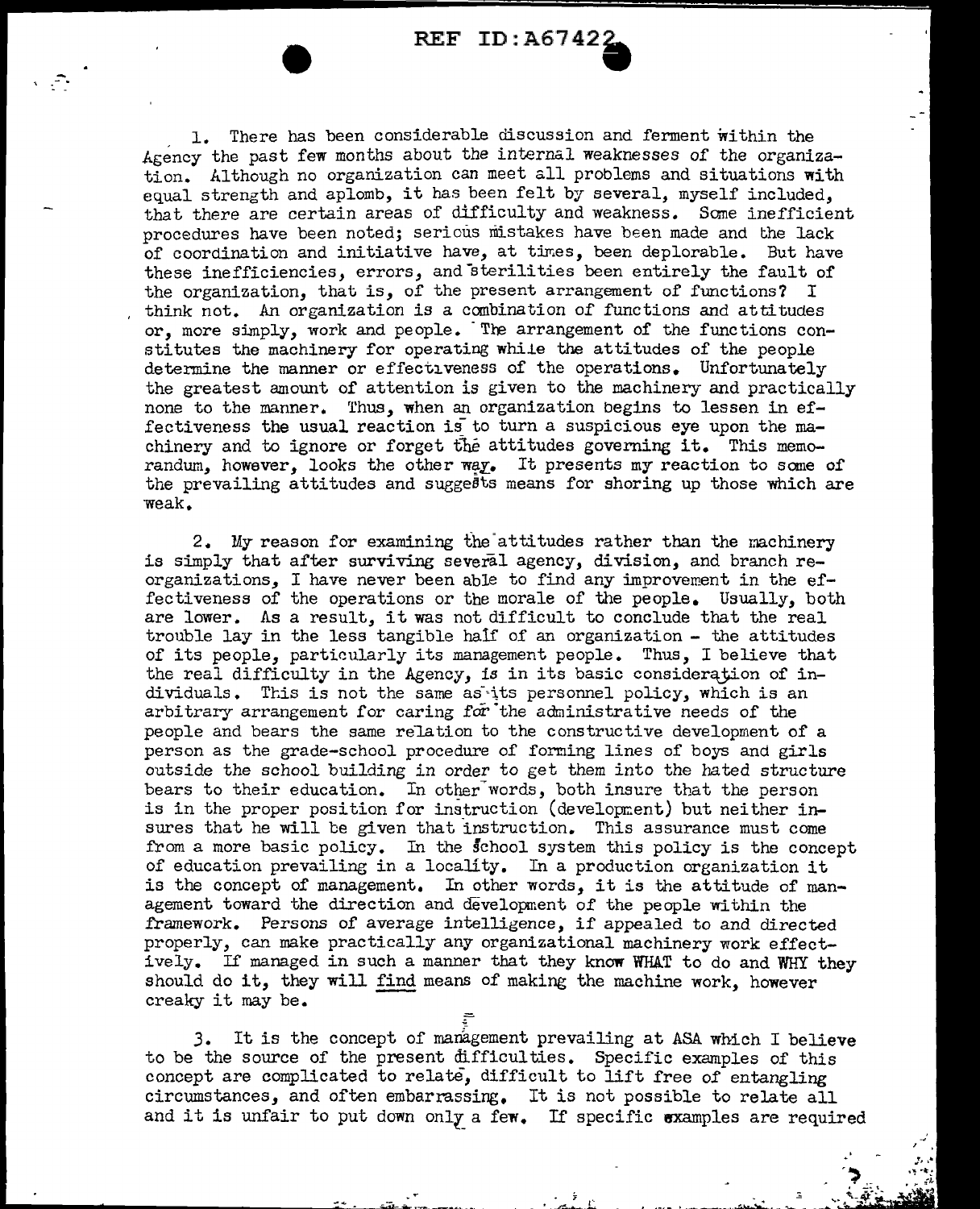1. There has been considerable discussion and ferment within the Agency the past few months about the internal weaknesses of the organization. Although no organization can meet all problems and situations with equal strength and aplomb, it has been felt by several, myself included, that there are certain areas of difficulty and weakness. Some inefficient procedures have been noted; serious mistakes have been made and the lack of coordination and initiative have, at times, been deplorable. But have these inefficiencies, errors, and sterilities been entirely the fault of the organization, that is, of the present arrangement of functions? I think not. An organization is a combination of functions and attitudes or, more simply, work and people. The arrangement of the functions constitutes the machinery for operating while the attitudes of the people determine the manner or effectiveness of the operations. Unfortunately the greatest amount of attention is given to the machinery and practically none to the manner. Thus, when an organization begins to lessen in effectiveness the usual reaction is to turn a suspicious eye upon the machinery and to ignore or forget the attitudes governing it. This memorandum, however, looks the other way. It presents my reaction to some of the prevailing attitudes and suggests means for shoring up those which are weak.

2. My reason for examining the attitudes rather than the machinery is simply that after surviving several agency, division, and branch reorganizations, I have never been able to find any improvement in the effectiveness of the operations or the morale of the people. Usually, both are lower. As a result, it was not difficult to conclude that the real trouble lay in the less tangible half of an organization - the attitudes of its people, particularly its management people. Thus, I believe that the real difficulty in the Agency, is in its basic consideration of individuals. This is not the same as its personnel policy, which is an arbitrary arrangement for caring for the administrative needs of the people and bears the same relation to the constructive development of a person as the grade-school procedure of forming lines of boys and girls outside the school building in order to get them into the hated structure bears to their education. In other words, both insure that the person is in the proper position for instruction (development) but neither insures that he will be given that instruction. This assurance must come from a more basic policy. In the school system this policy is the concept of education prevailing in a locality. In a production organization it is the concept of management. In other words, it is the attitude of management toward the direction and development of the people within the framework. Persons of average intelligence, if appealed to and directed properly, can make practically any organizational machinery work effectively. If managed in such a manner that they know WHAT to do and WHY they should do it, they will <u>find</u> means of making the machine work, however creaky it may be.

3. It is the concept of management prevailing at ASA which I believe to be the source of the present difficulties. Specific examples of this concept are complicated to relate, difficult to lift free of entangling circumstances, and often embarrassing. It is not possible to relate all and it is unfair to put down only a few. If specific examples are required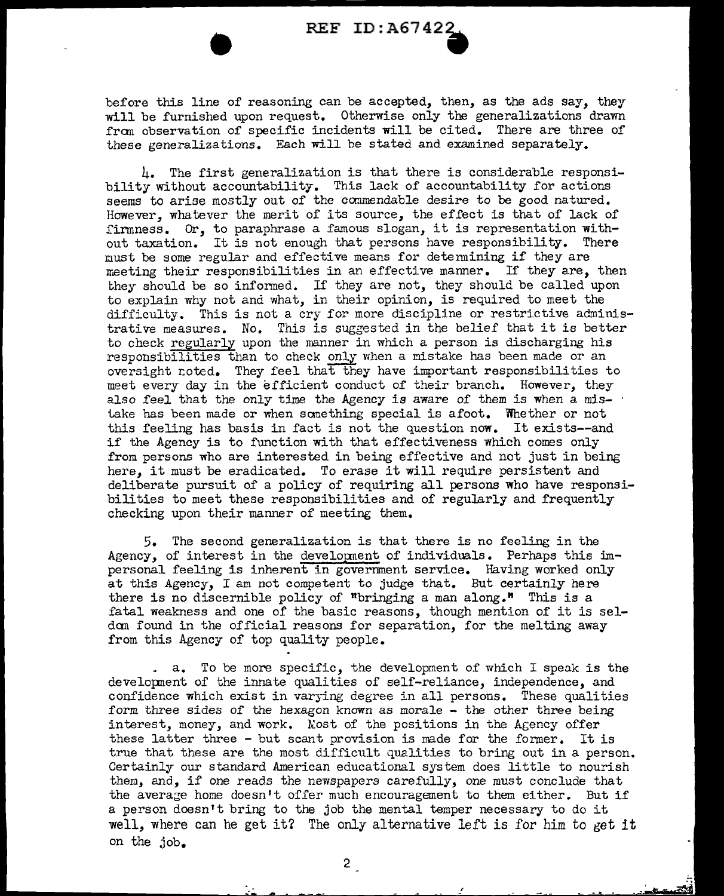before this line of reasoning can be accepted, then, as the ads say, they will be furnished upon request. Otherwise only the generalizations drawn from observation of specific incidents will be cited. There are three of these generalizations. Each will be stated and examined separately.

4. The first generalization is that there is considerable responsibility without accountability. This lack of accountability for actions seems to arise mostly out of the commendable desire to be good natured. However, whatever the merit of its source, the effect is that of lack of firmness. Or, to paraphrase a famous slogan, it is representation without taxation. It is not enough that persons have responsibility. There must be some regular and effective means for determining if they are meeting their responsibilities in an effective manner. If they are, then they should be so informed. If they are not, they should be called upon to explain why not and what, in their opinion, is required to meet the difficulty. This is not a cry for more discipline or restrictive administrative measures. No. This is suggested in the belief that it is better to check regularly upon the manner in which a person is discharging his responsibilities than to check only when a mistake has been made or an oversight noted. They feel that they have important responsibilities to meet every day in the efficient conduct of their branch. However, they also feel that the only time the Agency is aware of them is when a mistake has been made or when something special is afoot. Whether or not this feeling has basis in fact is not the question now. It exists--and if the Agency is to function with that effectiveness which comes only from persons who are interested in being effective and not just in being here, it must be eradicated. To erase it will require persistent and deliberate pursuit of a policy of requiring all persons who have responsibilities to meet these responsibilities and of regularly and frequently checking upon their manner of meeting them.

5. The second generalization is that there is no feeling in the Agency, of interest in the development of individuals. Perhaps this impersonal feeling is inherent in government service. Having worked only at this Agency, I am not competent to judge that. But certainly here there is no discernible policy of "bringing a man along." This is a fatal weakness and one of the basic reasons, though mention of it is seldom found in the official reasons for separation, for the melting away from this Agency of top quality people.

a. To be more specific, the development of which I speak is the development of the innate qualities of self-reliance, independence, and confidence which exist in varying degree in all persons. These qualities form three sides of the hexagon known as morale - the other three being interest, money, and work. Most of the positions in the Agency offer these latter three - but scant provision is made for the former. It is true that these are the most difficult qualities to bring out in a person. Certainly our standard American educational system does little to nourish them, and, if one reads the newspapers carefully, one must conclude that the average home doesn't offer much encouragement to them either. But if a person doesn't bring to the job the mental temper necessary to do it well, where can he get it? The only alternative left is for him to get it on the job.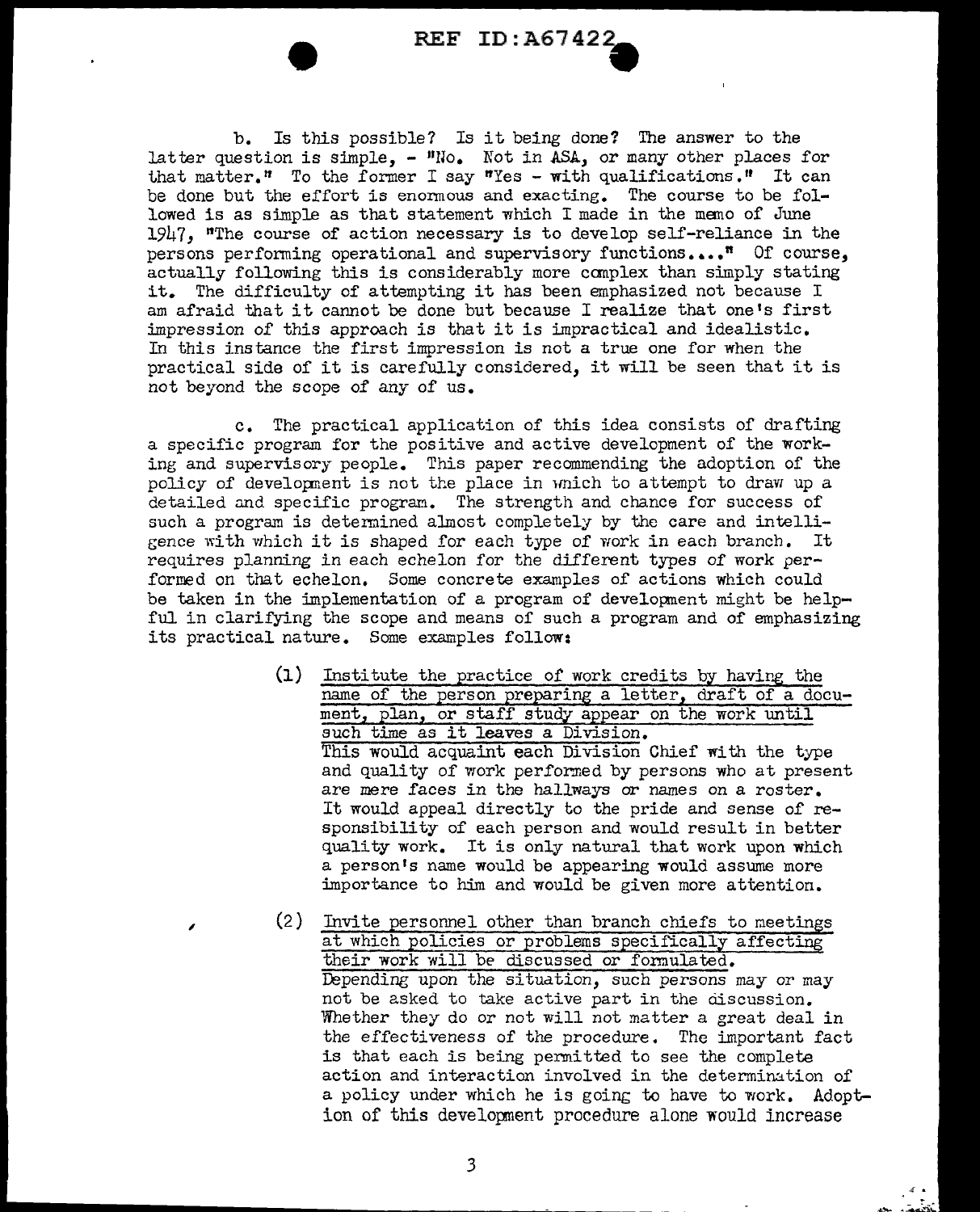b. Is this possible? Is it being done? The answer to the latter question is simple, - "No. Not in ASA, or many other places for that matter." To the former I say "Yes - with qualifications." It can be done but the effort is enormous and exacting. The course to be followed is as simple as that statement which I made in the memo of June 1947, "The course of action necessary is to develop self-reliance in the persons performing operational and supervisory functions...." Of course, actually following this is considerably more complex than simply stating it. The difficulty of attempting it has been emphasized not because I am afraid that it cannot be done but because I realize that one's first impression of this approach is that it is impractical and idealistic. In this instance the first impression is not a true one for when the practical side of it is carefully considered, it will be seen that it is not beyond the scope of any of us.

c. The practical application of this idea consists of drafting a specific program for the positive and active development of the working and supervisory people. This paper recommending the adoption of the policy of development is not the place in which to attempt to draw up a detailed and specific program. The strength and chance for success of such a program is determined almost completely by the care and intelligence with which it is shaped for each type of work in each branch. It requires planning in each echelon for the different types of work performed on that echelon. Some concrete examples of actions which could be taken in the implementation of a program of development might be helpful in clarifying the scope and means of such a program and of emphasizing its practical nature. Some examples follow:

(1) Institute the practice of work credits by having the name of the person preparing a letter, draft of a document, plan, or staff study appear on the work until such time as it leaves a Division.
This would acquaint each Division Chief with the type and quality of work performed by persons who at present are mere faces in the hallways or names on a roster. It would appeal directly to the pride and sense of responsibility of each person and would result in better quality work. It is only natural that work upon which a person's name would be appearing would assume more importance to him and would be given more attention.

(2) Invite personnel other than branch chiefs to meetings at which policies or problems specifically affecting their work will be discussed or formulated.
Depending upon the situation, such persons may or may not be asked to take active part in the discussion. Whether they do or not will not matter a great deal in the effectiveness of the procedure. The important fact is that each is being permitted to see the complete action and interaction involved in the determination of a policy under which he is going to have to work. Adoption of this development procedure alone would increase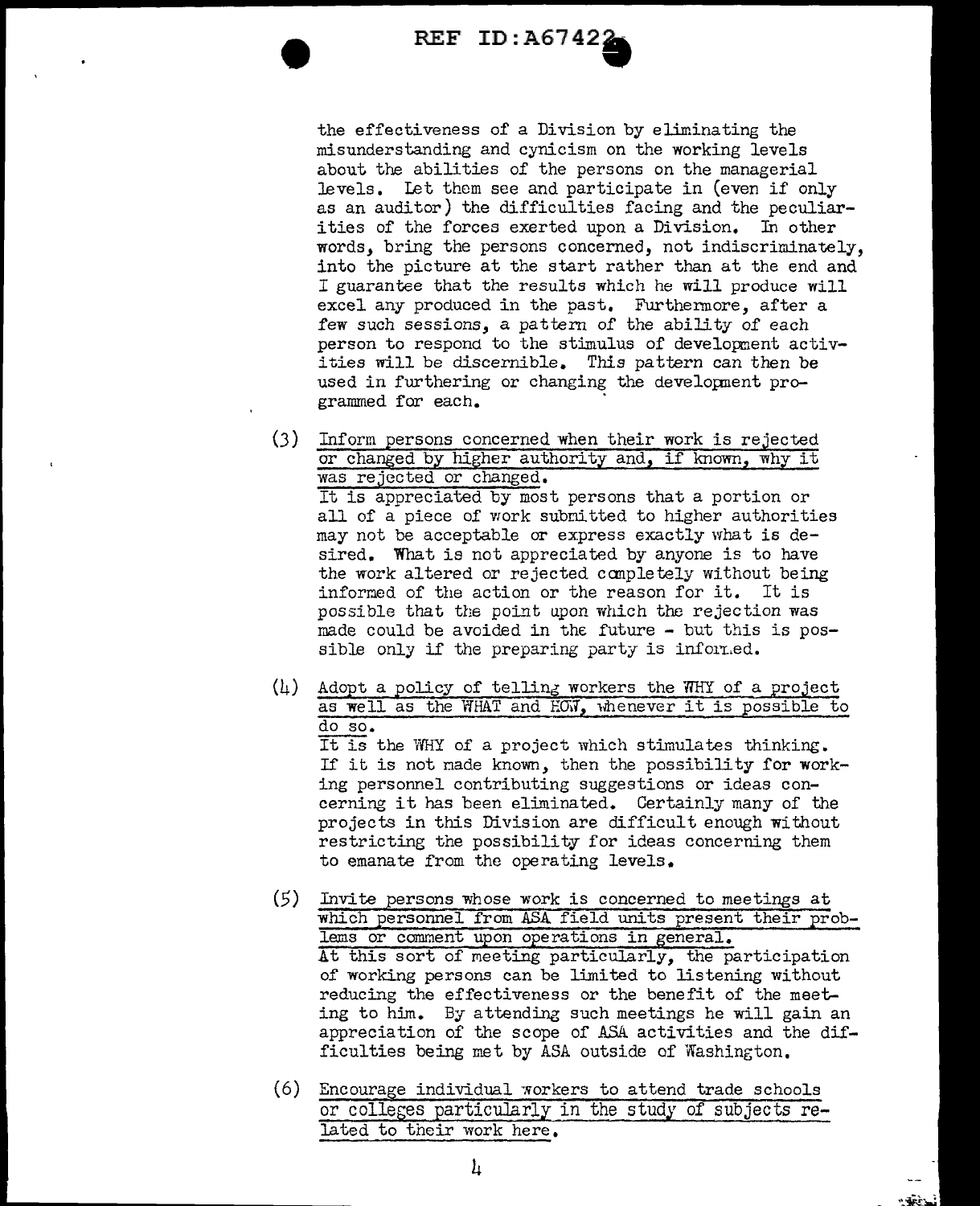the effectiveness of a Division by eliminating the misunderstanding and cynicism on the working levels about the abilities of the persons on the managerial levels. Let them see and participate in (even if only as an auditor) the difficulties facing and the peculiarities of the forces exerted upon a Division. In other words, bring the persons concerned, not indiscriminately, into the picture at the start rather than at the end and I guarantee that the results which he will produce will excel any produced in the past. Furthermore, after a few such sessions, a pattern of the ability of each person to respond to the stimulus of development activities will be discernible. This pattern can then be used in furthering or changing the development programmed for each.

(3) <u>Inform persons concerned when their work is rejected or changed by higher authority and, if known, why it was rejected or changed.</u>
It is appreciated by most persons that a portion or all of a piece of work submitted to higher authorities may not be acceptable or express exactly what is desired. What is not appreciated by anyone is to have the work altered or rejected completely without being informed of the action or the reason for it. It is possible that the point upon which the rejection was made could be avoided in the future - but this is possible only if the preparing party is informed.

(4) <u>Adopt a policy of telling workers the WHY of a project as well as the WHAT and HOW, whenever it is possible to do so.</u>
It is the WHY of a project which stimulates thinking. If it is not made known, then the possibility for working personnel contributing suggestions or ideas concerning it has been eliminated. Certainly many of the projects in this Division are difficult enough without restricting the possibility for ideas concerning them to emanate from the operating levels.

(5) <u>Invite persons whose work is concerned to meetings at which personnel from ASA field units present their problems or comment upon operations in general.</u>
At this sort of meeting particularly, the participation of working persons can be limited to listening without reducing the effectiveness or the benefit of the meeting to him. By attending such meetings he will gain an appreciation of the scope of ASA activities and the difficulties being met by ASA outside of Washington.

(6) <u>Encourage individual workers to attend trade schools or colleges particularly in the study of subjects related to their work here.</u>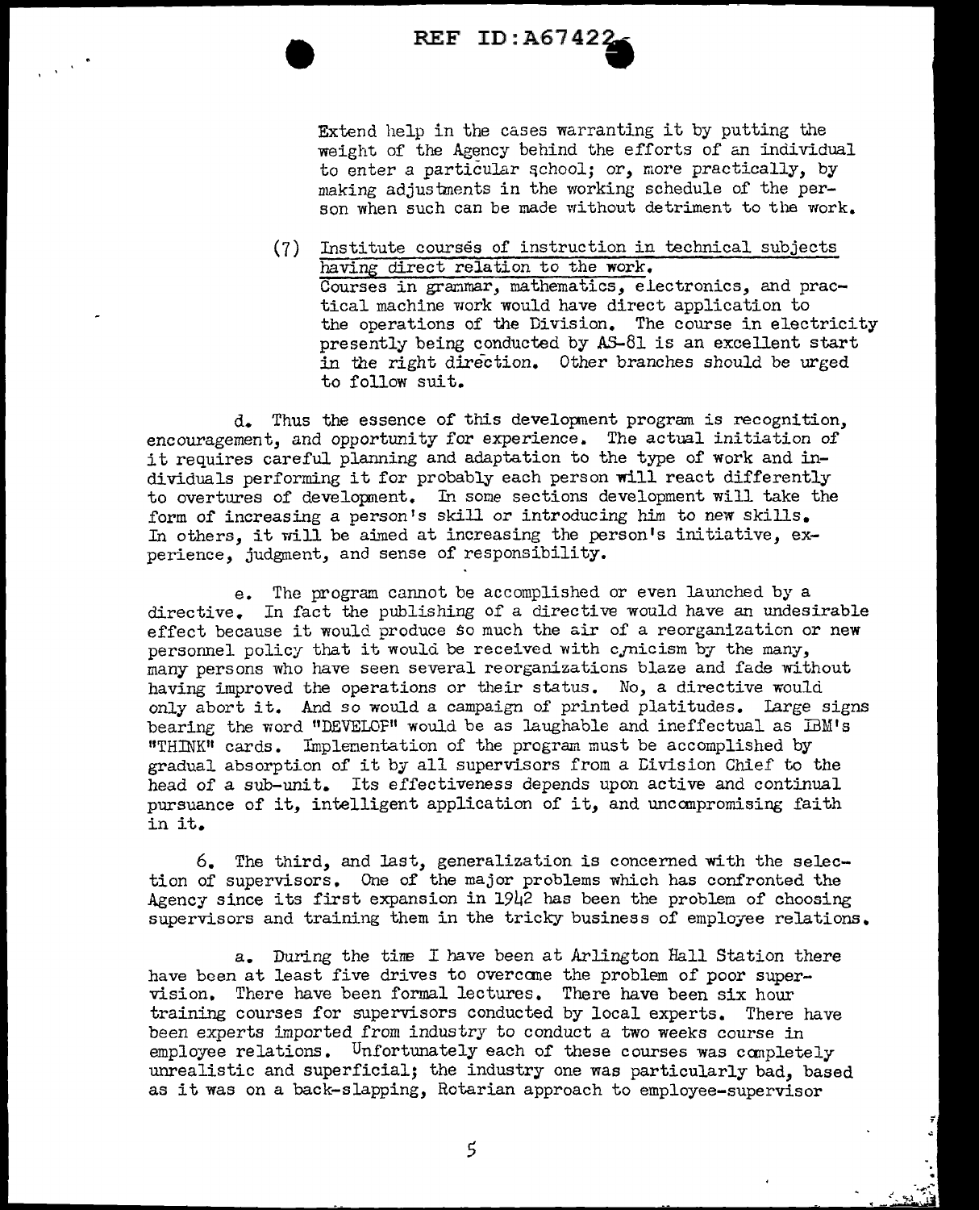Extend help in the cases warranting it by putting the weight of the Agency behind the efforts of an individual to enter a particular school; or, more practically, by making adjustments in the working schedule of the person when such can be made without detriment to the work.

(7) Institute courses of instruction in technical subjects having direct relation to the work.
Courses in grammar, mathematics, electronics, and practical machine work would have direct application to the operations of the Division. The course in electricity presently being conducted by AS-81 is an excellent start in the right direction. Other branches should be urged to follow suit.

d. Thus the essence of this development program is recognition, encouragement, and opportunity for experience. The actual initiation of it requires careful planning and adaptation to the type of work and individuals performing it for probably each person will react differently to overtures of development. In some sections development will take the form of increasing a person's skill or introducing him to new skills. In others, it will be aimed at increasing the person's initiative, experience, judgment, and sense of responsibility.

e. The program cannot be accomplished or even launched by a directive. In fact the publishing of a directive would have an undesirable effect because it would produce so much the air of a reorganization or new personnel policy that it would be received with cynicism by the many, many persons who have seen several reorganizations blaze and fade without having improved the operations or their status. No, a directive would only abort it. And so would a campaign of printed platitudes. Large signs bearing the word "DEVELOP" would be as laughable and ineffectual as IBM's "THINK" cards. Implementation of the program must be accomplished by gradual absorption of it by all supervisors from a Division Chief to the head of a sub-unit. Its effectiveness depends upon active and continual pursuance of it, intelligent application of it, and uncompromising faith in it.

6. The third, and last, generalization is concerned with the selection of supervisors. One of the major problems which has confronted the Agency since its first expansion in 1942 has been the problem of choosing supervisors and training them in the tricky business of employee relations.

a. During the time I have been at Arlington Hall Station there have been at least five drives to overcome the problem of poor supervision. There have been formal lectures. There have been six hour training courses for supervisors conducted by local experts. There have been experts imported from industry to conduct a two weeks course in employee relations. Unfortunately each of these courses was completely unrealistic and superficial; the industry one was particularly bad, based as it was on a back-slapping, Rotarian approach to employee-supervisor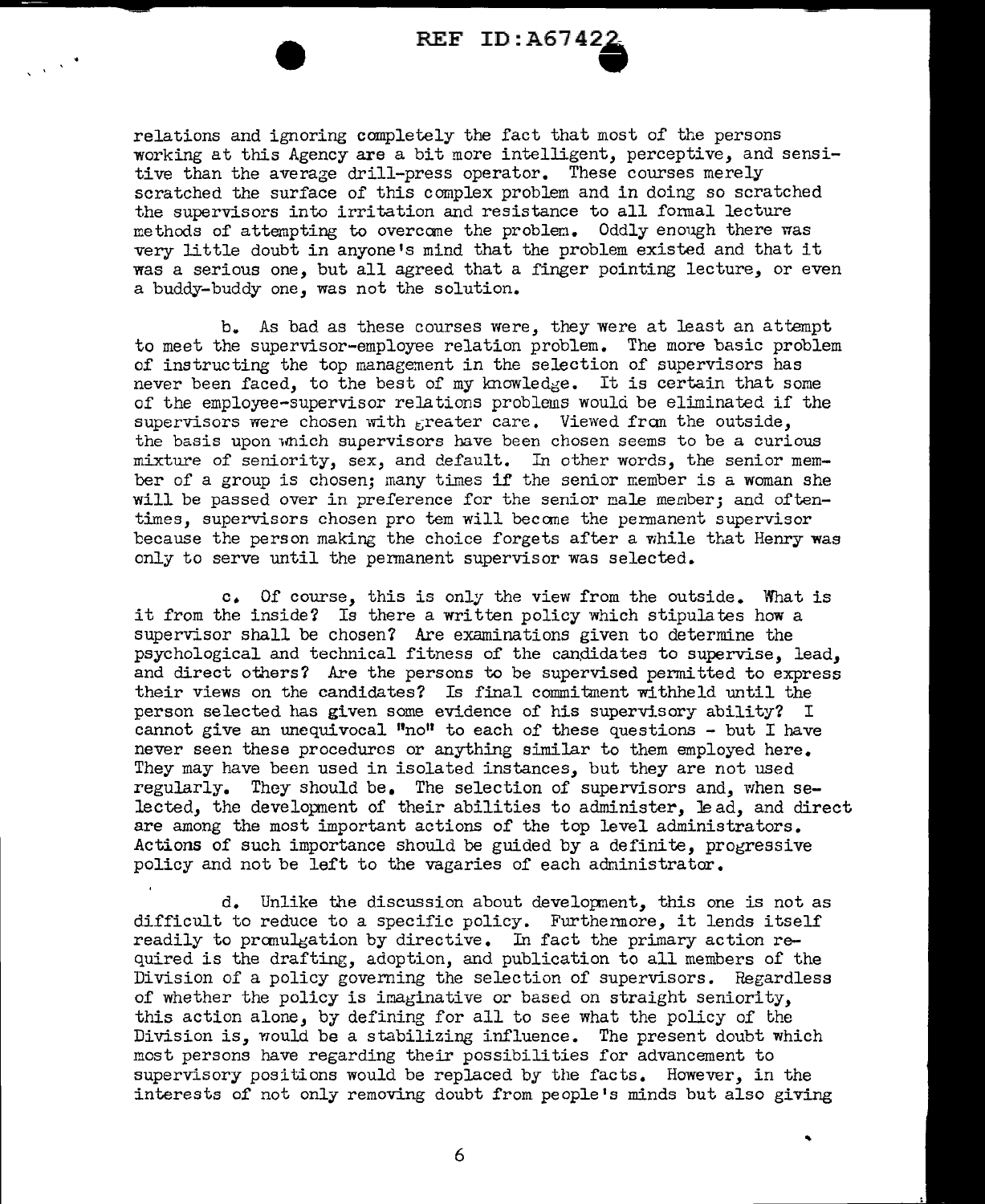relations and ignoring completely the fact that most of the persons working at this Agency are a bit more intelligent, perceptive, and sensitive than the average drill-press operator. These courses merely scratched the surface of this complex problem and in doing so scratched the supervisors into irritation and resistance to all formal lecture methods of attempting to overcome the problem. Oddly enough there was very little doubt in anyone's mind that the problem existed and that it was a serious one, but all agreed that a finger pointing lecture, or even a buddy-buddy one, was not the solution.

b. As bad as these courses were, they were at least an attempt to meet the supervisor-employee relation problem. The more basic problem of instructing the top management in the selection of supervisors has never been faced, to the best of my knowledge. It is certain that some of the employee-supervisor relations problems would be eliminated if the supervisors were chosen with greater care. Viewed from the outside, the basis upon which supervisors have been chosen seems to be a curious mixture of seniority, sex, and default. In other words, the senior member of a group is chosen; many times if the senior member is a woman she will be passed over in preference for the senior male member; and oftentimes, supervisors chosen pro tem will become the permanent supervisor because the person making the choice forgets after a while that Henry was only to serve until the permanent supervisor was selected.

c. Of course, this is only the view from the outside. What is it from the inside? Is there a written policy which stipulates how a supervisor shall be chosen? Are examinations given to determine the psychological and technical fitness of the candidates to supervise, lead, and direct others? Are the persons to be supervised permitted to express their views on the candidates? Is final commitment withheld until the person selected has given some evidence of his supervisory ability? I cannot give an unequivocal "no" to each of these questions - but I have never seen these procedures or anything similar to them employed here. They may have been used in isolated instances, but they are not used regularly. They should be. The selection of supervisors and, when selected, the development of their abilities to administer, lead, and direct are among the most important actions of the top level administrators. Actions of such importance should be guided by a definite, progressive policy and not be left to the vagaries of each administrator.

d. Unlike the discussion about development, this one is not as difficult to reduce to a specific policy. Furthermore, it lends itself readily to promulgation by directive. In fact the primary action required is the drafting, adoption, and publication to all members of the Division of a policy governing the selection of supervisors. Regardless of whether the policy is imaginative or based on straight seniority, this action alone, by defining for all to see what the policy of the Division is, would be a stabilizing influence. The present doubt which most persons have regarding their possibilities for advancement to supervisory positions would be replaced by the facts. However, in the interests of not only removing doubt from people's minds but also giving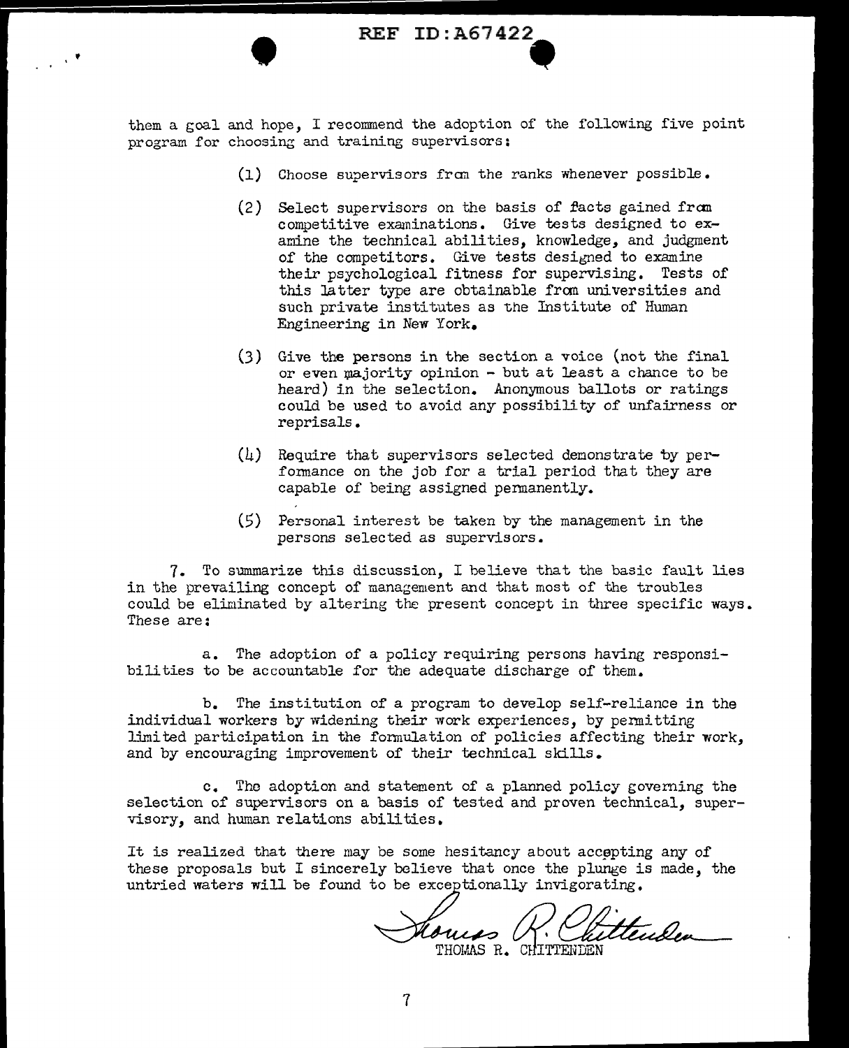them a goal and hope, I recommend the adoption of the following five point program for choosing and training supervisors:

(1) Choose supervisors from the ranks whenever possible.

(2) Select supervisors on the basis of facts gained from competitive examinations. Give tests designed to examine the technical abilities, knowledge, and judgment of the competitors. Give tests designed to examine their psychological fitness for supervising. Tests of this latter type are obtainable from universities and such private institutes as the Institute of Human Engineering in New York.

(3) Give the persons in the section a voice (not the final or even majority opinion - but at least a chance to be heard) in the selection. Anonymous ballots or ratings could be used to avoid any possibility of unfairness or reprisals.

(4) Require that supervisors selected demonstrate by performance on the job for a trial period that they are capable of being assigned permanently.

(5) Personal interest be taken by the management in the persons selected as supervisors.

7. To summarize this discussion, I believe that the basic fault lies in the prevailing concept of management and that most of the troubles could be eliminated by altering the present concept in three specific ways. These are:

a. The adoption of a policy requiring persons having responsibilities to be accountable for the adequate discharge of them.

b. The institution of a program to develop self-reliance in the individual workers by widening their work experiences, by permitting limited participation in the formulation of policies affecting their work, and by encouraging improvement of their technical skills.

c. The adoption and statement of a planned policy governing the selection of supervisors on a basis of tested and proven technical, supervisory, and human relations abilities.

It is realized that there may be some hesitancy about accepting any of these proposals but I sincerely believe that once the plunge is made, the untried waters will be found to be exceptionally invigorating.

THOMAS R. CHITTENDEN